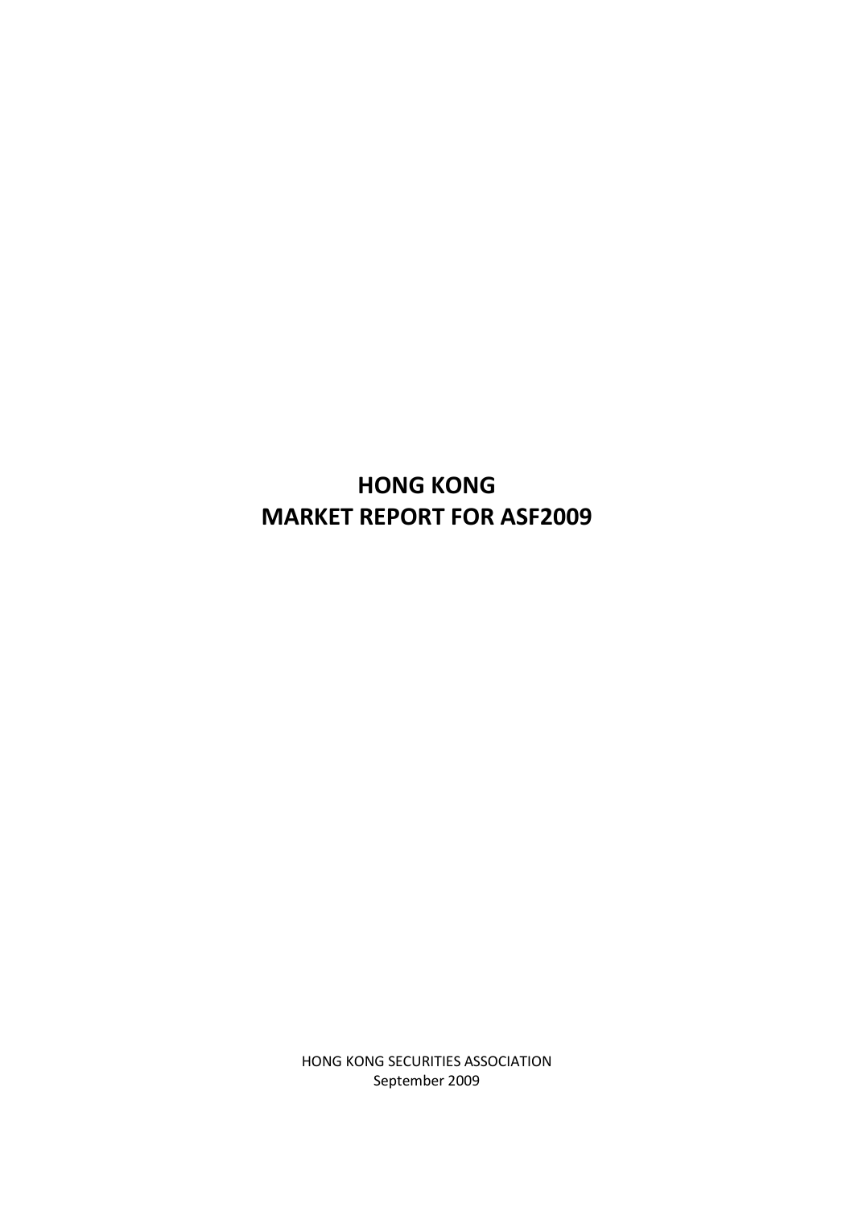# HONG KONG
# MARKET REPORT FOR ASF2009

HONG KONG SECURITIES ASSOCIATION
September 2009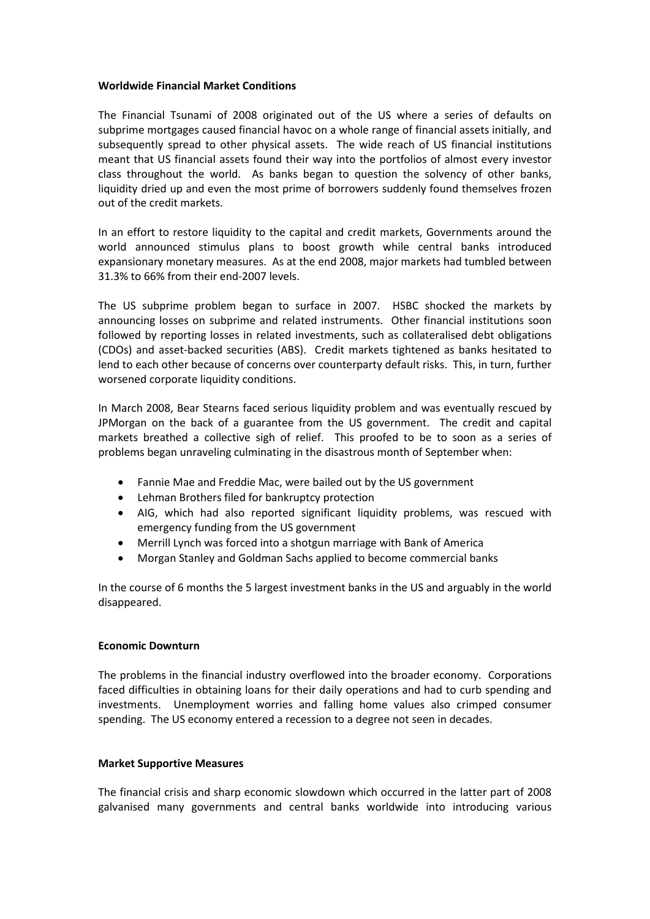**Worldwide Financial Market Conditions**

The Financial Tsunami of 2008 originated out of the US where a series of defaults on subprime mortgages caused financial havoc on a whole range of financial assets initially, and subsequently spread to other physical assets. The wide reach of US financial institutions meant that US financial assets found their way into the portfolios of almost every investor class throughout the world. As banks began to question the solvency of other banks, liquidity dried up and even the most prime of borrowers suddenly found themselves frozen out of the credit markets.

In an effort to restore liquidity to the capital and credit markets, Governments around the world announced stimulus plans to boost growth while central banks introduced expansionary monetary measures. As at the end 2008, major markets had tumbled between 31.3% to 66% from their end-2007 levels.

The US subprime problem began to surface in 2007. HSBC shocked the markets by announcing losses on subprime and related instruments. Other financial institutions soon followed by reporting losses in related investments, such as collateralised debt obligations (CDOs) and asset-backed securities (ABS). Credit markets tightened as banks hesitated to lend to each other because of concerns over counterparty default risks. This, in turn, further worsened corporate liquidity conditions.

In March 2008, Bear Stearns faced serious liquidity problem and was eventually rescued by JPMorgan on the back of a guarantee from the US government. The credit and capital markets breathed a collective sigh of relief. This proofed to be to soon as a series of problems began unraveling culminating in the disastrous month of September when:

- Fannie Mae and Freddie Mac, were bailed out by the US government
- Lehman Brothers filed for bankruptcy protection
- AIG, which had also reported significant liquidity problems, was rescued with emergency funding from the US government
- Merrill Lynch was forced into a shotgun marriage with Bank of America
- Morgan Stanley and Goldman Sachs applied to become commercial banks

In the course of 6 months the 5 largest investment banks in the US and arguably in the world disappeared.

**Economic Downturn**

The problems in the financial industry overflowed into the broader economy. Corporations faced difficulties in obtaining loans for their daily operations and had to curb spending and investments. Unemployment worries and falling home values also crimped consumer spending. The US economy entered a recession to a degree not seen in decades.

**Market Supportive Measures**

The financial crisis and sharp economic slowdown which occurred in the latter part of 2008 galvanised many governments and central banks worldwide into introducing various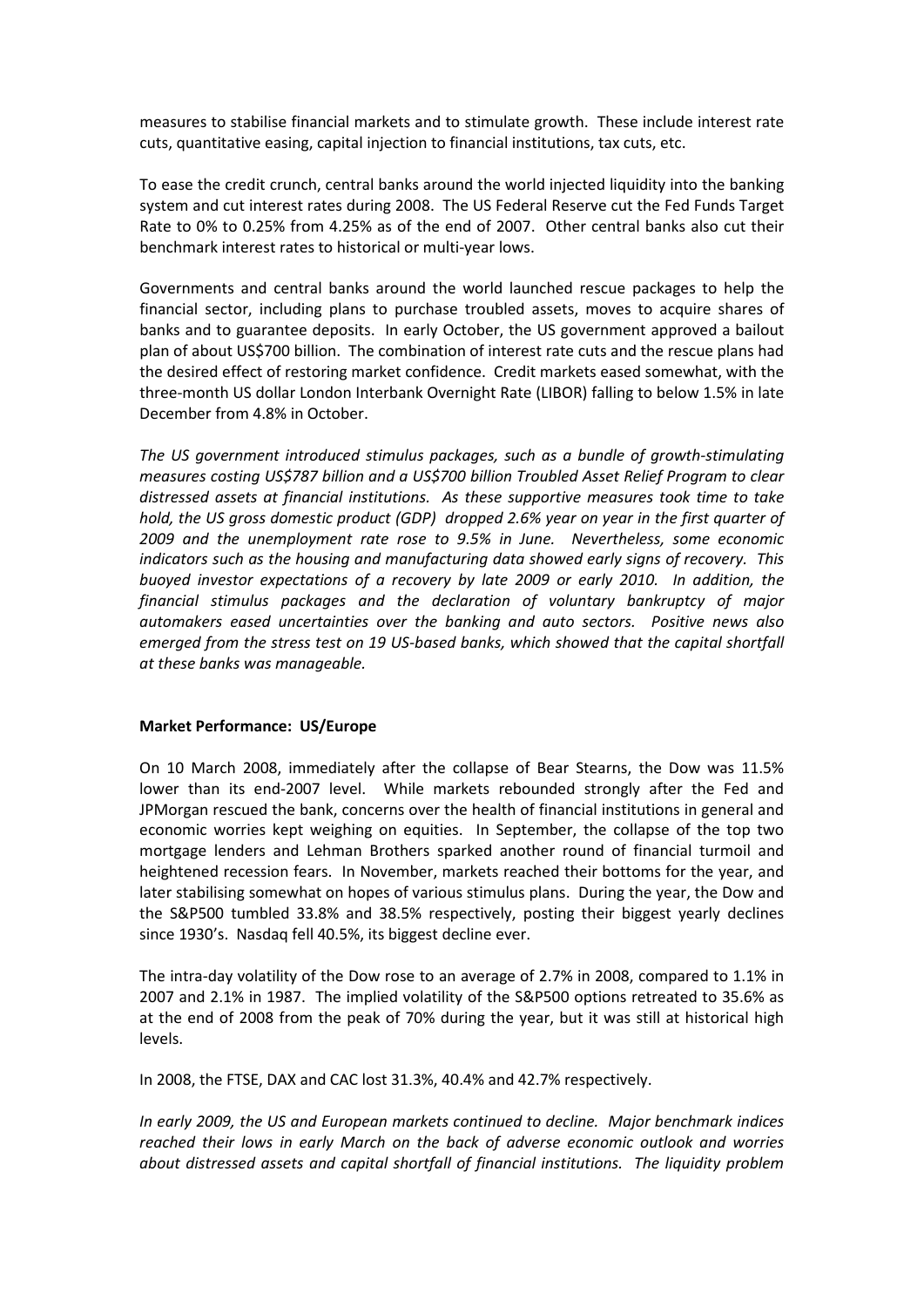measures to stabilise financial markets and to stimulate growth. These include interest rate cuts, quantitative easing, capital injection to financial institutions, tax cuts, etc.

To ease the credit crunch, central banks around the world injected liquidity into the banking system and cut interest rates during 2008. The US Federal Reserve cut the Fed Funds Target Rate to 0% to 0.25% from 4.25% as of the end of 2007. Other central banks also cut their benchmark interest rates to historical or multi-year lows.

Governments and central banks around the world launched rescue packages to help the financial sector, including plans to purchase troubled assets, moves to acquire shares of banks and to guarantee deposits. In early October, the US government approved a bailout plan of about US$700 billion. The combination of interest rate cuts and the rescue plans had the desired effect of restoring market confidence. Credit markets eased somewhat, with the three-month US dollar London Interbank Overnight Rate (LIBOR) falling to below 1.5% in late December from 4.8% in October.

*The US government introduced stimulus packages, such as a bundle of growth-stimulating measures costing US$787 billion and a US$700 billion Troubled Asset Relief Program to clear distressed assets at financial institutions. As these supportive measures took time to take hold, the US gross domestic product (GDP) dropped 2.6% year on year in the first quarter of 2009 and the unemployment rate rose to 9.5% in June. Nevertheless, some economic indicators such as the housing and manufacturing data showed early signs of recovery. This buoyed investor expectations of a recovery by late 2009 or early 2010. In addition, the financial stimulus packages and the declaration of voluntary bankruptcy of major automakers eased uncertainties over the banking and auto sectors. Positive news also emerged from the stress test on 19 US-based banks, which showed that the capital shortfall at these banks was manageable.*

**Market Performance: US/Europe**

On 10 March 2008, immediately after the collapse of Bear Stearns, the Dow was 11.5% lower than its end-2007 level. While markets rebounded strongly after the Fed and JPMorgan rescued the bank, concerns over the health of financial institutions in general and economic worries kept weighing on equities. In September, the collapse of the top two mortgage lenders and Lehman Brothers sparked another round of financial turmoil and heightened recession fears. In November, markets reached their bottoms for the year, and later stabilising somewhat on hopes of various stimulus plans. During the year, the Dow and the S&P500 tumbled 33.8% and 38.5% respectively, posting their biggest yearly declines since 1930's. Nasdaq fell 40.5%, its biggest decline ever.

The intra-day volatility of the Dow rose to an average of 2.7% in 2008, compared to 1.1% in 2007 and 2.1% in 1987. The implied volatility of the S&P500 options retreated to 35.6% as at the end of 2008 from the peak of 70% during the year, but it was still at historical high levels.

In 2008, the FTSE, DAX and CAC lost 31.3%, 40.4% and 42.7% respectively.

*In early 2009, the US and European markets continued to decline. Major benchmark indices reached their lows in early March on the back of adverse economic outlook and worries about distressed assets and capital shortfall of financial institutions. The liquidity problem*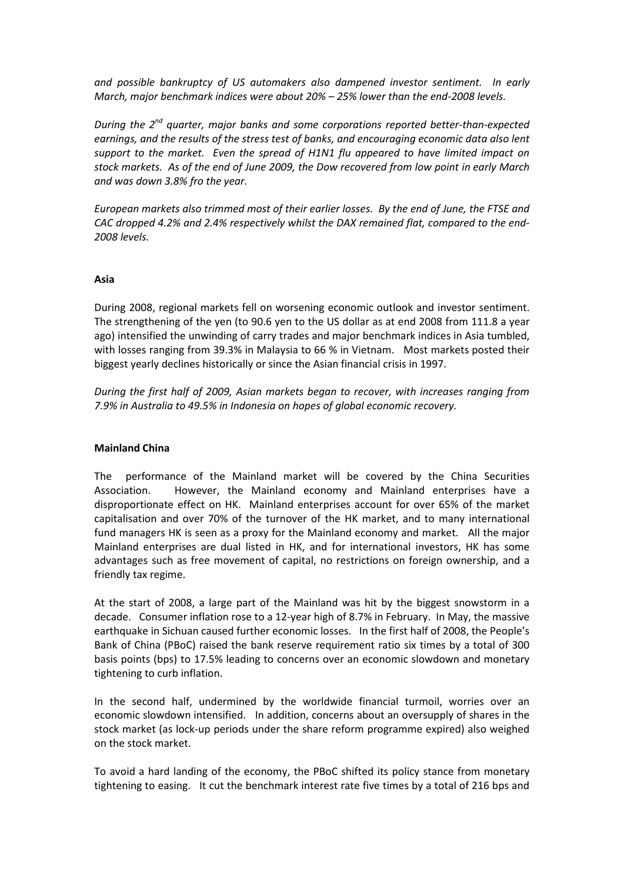*and possible bankruptcy of US automakers also dampened investor sentiment. In early March, major benchmark indices were about 20% – 25% lower than the end-2008 levels.*

*During the 2nd quarter, major banks and some corporations reported better-than-expected earnings, and the results of the stress test of banks, and encouraging economic data also lent support to the market. Even the spread of H1N1 flu appeared to have limited impact on stock markets. As of the end of June 2009, the Dow recovered from low point in early March and was down 3.8% fro the year.*

*European markets also trimmed most of their earlier losses. By the end of June, the FTSE and CAC dropped 4.2% and 2.4% respectively whilst the DAX remained flat, compared to the end-2008 levels.*

**Asia**

During 2008, regional markets fell on worsening economic outlook and investor sentiment. The strengthening of the yen (to 90.6 yen to the US dollar as at end 2008 from 111.8 a year ago) intensified the unwinding of carry trades and major benchmark indices in Asia tumbled, with losses ranging from 39.3% in Malaysia to 66 % in Vietnam. Most markets posted their biggest yearly declines historically or since the Asian financial crisis in 1997.

*During the first half of 2009, Asian markets began to recover, with increases ranging from 7.9% in Australia to 49.5% in Indonesia on hopes of global economic recovery.*

**Mainland China**

The performance of the Mainland market will be covered by the China Securities Association. However, the Mainland economy and Mainland enterprises have a disproportionate effect on HK. Mainland enterprises account for over 65% of the market capitalisation and over 70% of the turnover of the HK market, and to many international fund managers HK is seen as a proxy for the Mainland economy and market. All the major Mainland enterprises are dual listed in HK, and for international investors, HK has some advantages such as free movement of capital, no restrictions on foreign ownership, and a friendly tax regime.

At the start of 2008, a large part of the Mainland was hit by the biggest snowstorm in a decade. Consumer inflation rose to a 12-year high of 8.7% in February. In May, the massive earthquake in Sichuan caused further economic losses. In the first half of 2008, the People's Bank of China (PBoC) raised the bank reserve requirement ratio six times by a total of 300 basis points (bps) to 17.5% leading to concerns over an economic slowdown and monetary tightening to curb inflation.

In the second half, undermined by the worldwide financial turmoil, worries over an economic slowdown intensified. In addition, concerns about an oversupply of shares in the stock market (as lock-up periods under the share reform programme expired) also weighed on the stock market.

To avoid a hard landing of the economy, the PBoC shifted its policy stance from monetary tightening to easing. It cut the benchmark interest rate five times by a total of 216 bps and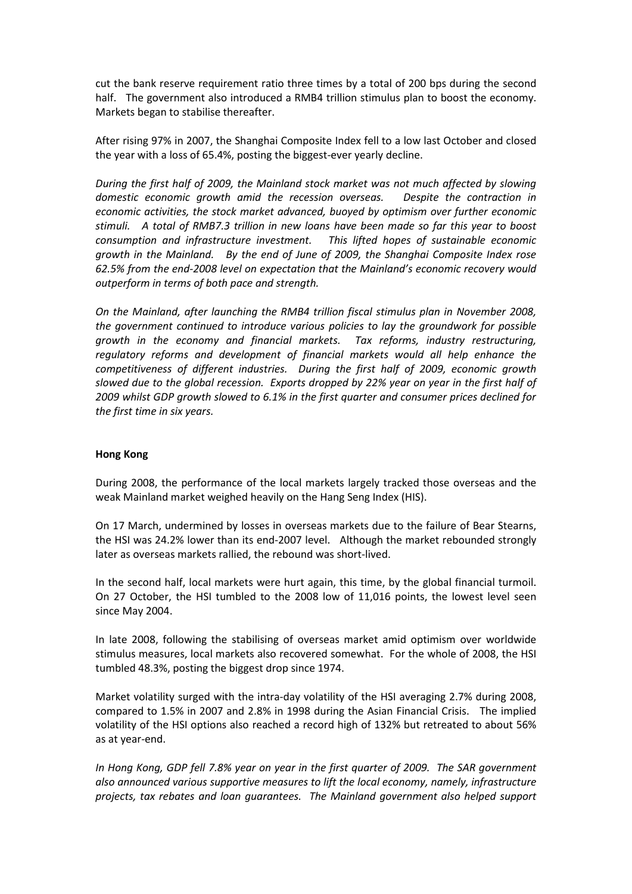cut the bank reserve requirement ratio three times by a total of 200 bps during the second half. The government also introduced a RMB4 trillion stimulus plan to boost the economy. Markets began to stabilise thereafter.

After rising 97% in 2007, the Shanghai Composite Index fell to a low last October and closed the year with a loss of 65.4%, posting the biggest-ever yearly decline.

*During the first half of 2009, the Mainland stock market was not much affected by slowing domestic economic growth amid the recession overseas. Despite the contraction in economic activities, the stock market advanced, buoyed by optimism over further economic stimuli. A total of RMB7.3 trillion in new loans have been made so far this year to boost consumption and infrastructure investment. This lifted hopes of sustainable economic growth in the Mainland. By the end of June of 2009, the Shanghai Composite Index rose 62.5% from the end-2008 level on expectation that the Mainland's economic recovery would outperform in terms of both pace and strength.*

*On the Mainland, after launching the RMB4 trillion fiscal stimulus plan in November 2008, the government continued to introduce various policies to lay the groundwork for possible growth in the economy and financial markets. Tax reforms, industry restructuring, regulatory reforms and development of financial markets would all help enhance the competitiveness of different industries. During the first half of 2009, economic growth slowed due to the global recession. Exports dropped by 22% year on year in the first half of 2009 whilst GDP growth slowed to 6.1% in the first quarter and consumer prices declined for the first time in six years.*

**Hong Kong**

During 2008, the performance of the local markets largely tracked those overseas and the weak Mainland market weighed heavily on the Hang Seng Index (HIS).

On 17 March, undermined by losses in overseas markets due to the failure of Bear Stearns, the HSI was 24.2% lower than its end-2007 level. Although the market rebounded strongly later as overseas markets rallied, the rebound was short-lived.

In the second half, local markets were hurt again, this time, by the global financial turmoil. On 27 October, the HSI tumbled to the 2008 low of 11,016 points, the lowest level seen since May 2004.

In late 2008, following the stabilising of overseas market amid optimism over worldwide stimulus measures, local markets also recovered somewhat. For the whole of 2008, the HSI tumbled 48.3%, posting the biggest drop since 1974.

Market volatility surged with the intra-day volatility of the HSI averaging 2.7% during 2008, compared to 1.5% in 2007 and 2.8% in 1998 during the Asian Financial Crisis. The implied volatility of the HSI options also reached a record high of 132% but retreated to about 56% as at year-end.

*In Hong Kong, GDP fell 7.8% year on year in the first quarter of 2009. The SAR government also announced various supportive measures to lift the local economy, namely, infrastructure projects, tax rebates and loan guarantees. The Mainland government also helped support*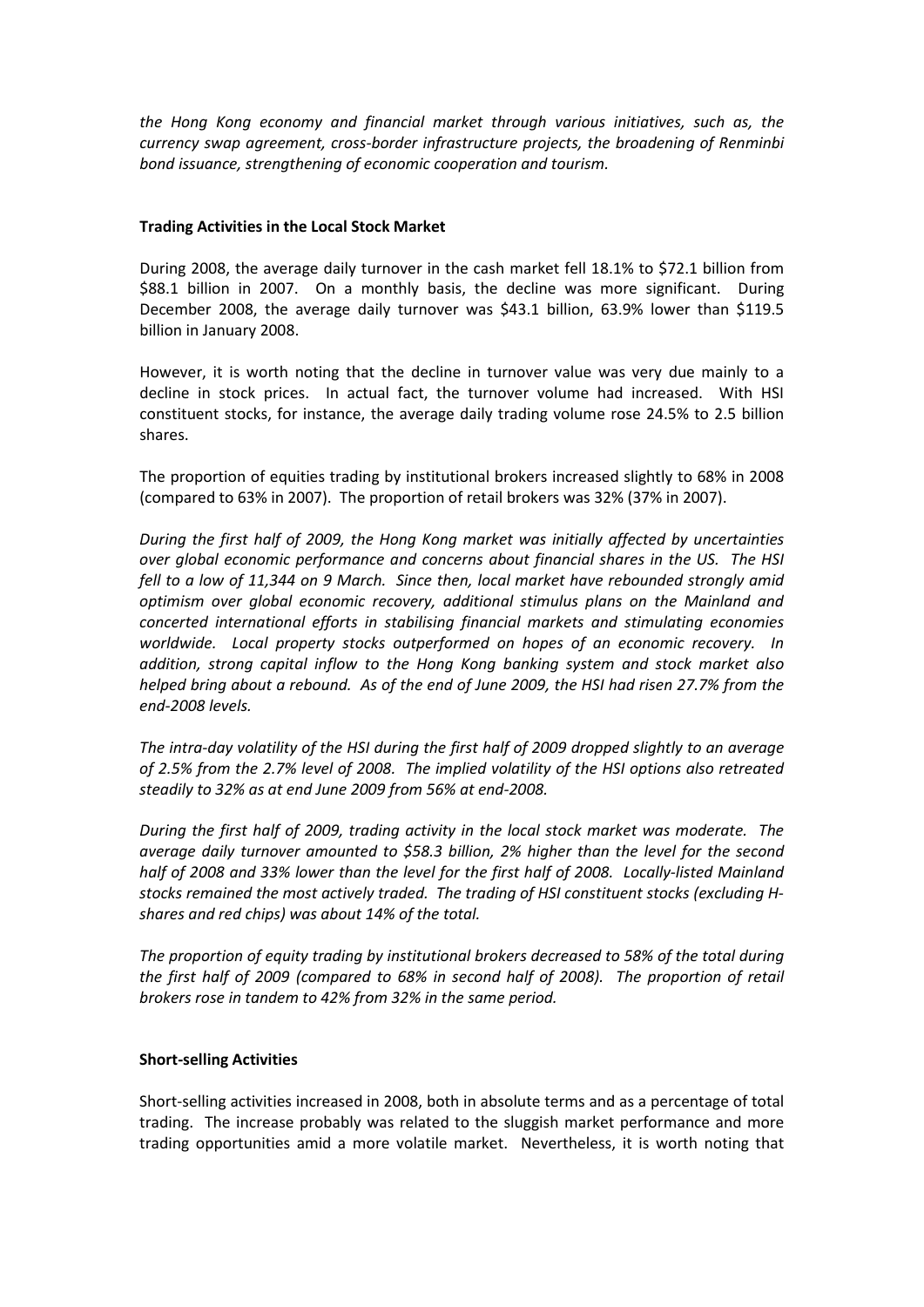*the Hong Kong economy and financial market through various initiatives, such as, the currency swap agreement, cross-border infrastructure projects, the broadening of Renminbi bond issuance, strengthening of economic cooperation and tourism.*

**Trading Activities in the Local Stock Market**

During 2008, the average daily turnover in the cash market fell 18.1% to $72.1 billion from $88.1 billion in 2007. On a monthly basis, the decline was more significant. During December 2008, the average daily turnover was $43.1 billion, 63.9% lower than $119.5 billion in January 2008.

However, it is worth noting that the decline in turnover value was very due mainly to a decline in stock prices. In actual fact, the turnover volume had increased. With HSI constituent stocks, for instance, the average daily trading volume rose 24.5% to 2.5 billion shares.

The proportion of equities trading by institutional brokers increased slightly to 68% in 2008 (compared to 63% in 2007). The proportion of retail brokers was 32% (37% in 2007).

*During the first half of 2009, the Hong Kong market was initially affected by uncertainties over global economic performance and concerns about financial shares in the US. The HSI fell to a low of 11,344 on 9 March. Since then, local market have rebounded strongly amid optimism over global economic recovery, additional stimulus plans on the Mainland and concerted international efforts in stabilising financial markets and stimulating economies worldwide. Local property stocks outperformed on hopes of an economic recovery. In addition, strong capital inflow to the Hong Kong banking system and stock market also helped bring about a rebound. As of the end of June 2009, the HSI had risen 27.7% from the end-2008 levels.*

*The intra-day volatility of the HSI during the first half of 2009 dropped slightly to an average of 2.5% from the 2.7% level of 2008. The implied volatility of the HSI options also retreated steadily to 32% as at end June 2009 from 56% at end-2008.*

*During the first half of 2009, trading activity in the local stock market was moderate. The average daily turnover amounted to $58.3 billion, 2% higher than the level for the second half of 2008 and 33% lower than the level for the first half of 2008. Locally-listed Mainland stocks remained the most actively traded. The trading of HSI constituent stocks (excluding H-shares and red chips) was about 14% of the total.*

*The proportion of equity trading by institutional brokers decreased to 58% of the total during the first half of 2009 (compared to 68% in second half of 2008). The proportion of retail brokers rose in tandem to 42% from 32% in the same period.*

**Short-selling Activities**

Short-selling activities increased in 2008, both in absolute terms and as a percentage of total trading. The increase probably was related to the sluggish market performance and more trading opportunities amid a more volatile market. Nevertheless, it is worth noting that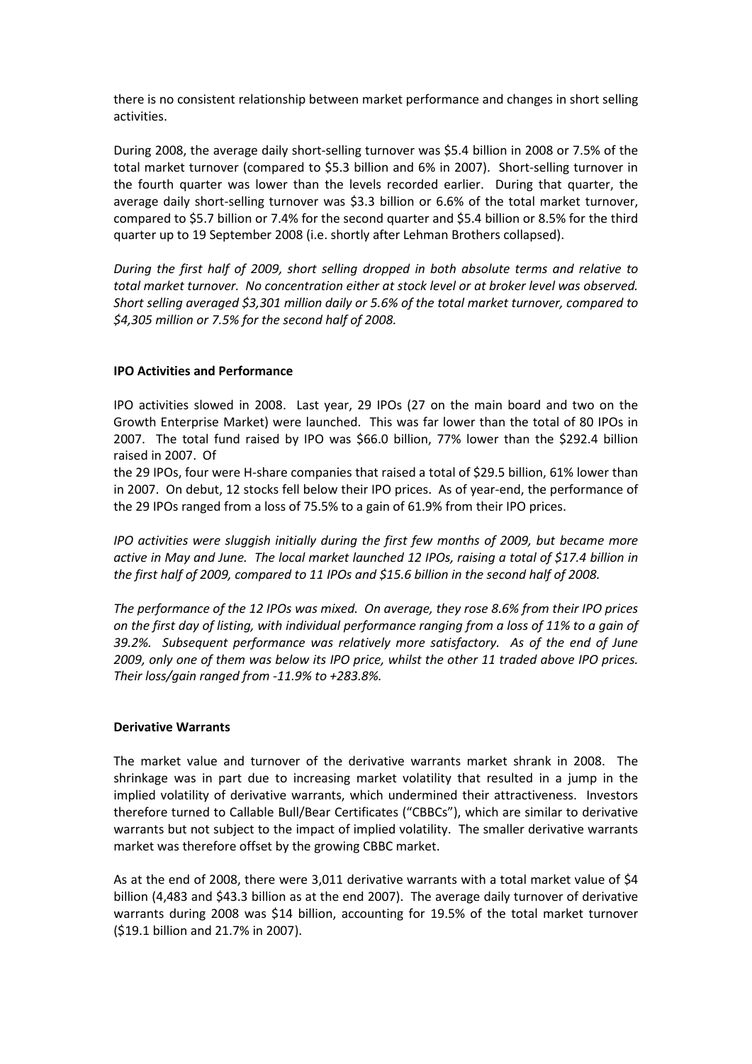there is no consistent relationship between market performance and changes in short selling activities.

During 2008, the average daily short-selling turnover was $5.4 billion in 2008 or 7.5% of the total market turnover (compared to $5.3 billion and 6% in 2007). Short-selling turnover in the fourth quarter was lower than the levels recorded earlier. During that quarter, the average daily short-selling turnover was $3.3 billion or 6.6% of the total market turnover, compared to $5.7 billion or 7.4% for the second quarter and $5.4 billion or 8.5% for the third quarter up to 19 September 2008 (i.e. shortly after Lehman Brothers collapsed).

*During the first half of 2009, short selling dropped in both absolute terms and relative to total market turnover. No concentration either at stock level or at broker level was observed. Short selling averaged $3,301 million daily or 5.6% of the total market turnover, compared to $4,305 million or 7.5% for the second half of 2008.*

**IPO Activities and Performance**

IPO activities slowed in 2008. Last year, 29 IPOs (27 on the main board and two on the Growth Enterprise Market) were launched. This was far lower than the total of 80 IPOs in 2007. The total fund raised by IPO was $66.0 billion, 77% lower than the $292.4 billion raised in 2007. Of the 29 IPOs, four were H-share companies that raised a total of $29.5 billion, 61% lower than in 2007. On debut, 12 stocks fell below their IPO prices. As of year-end, the performance of the 29 IPOs ranged from a loss of 75.5% to a gain of 61.9% from their IPO prices.

*IPO activities were sluggish initially during the first few months of 2009, but became more active in May and June. The local market launched 12 IPOs, raising a total of $17.4 billion in the first half of 2009, compared to 11 IPOs and $15.6 billion in the second half of 2008.*

*The performance of the 12 IPOs was mixed. On average, they rose 8.6% from their IPO prices on the first day of listing, with individual performance ranging from a loss of 11% to a gain of 39.2%. Subsequent performance was relatively more satisfactory. As of the end of June 2009, only one of them was below its IPO price, whilst the other 11 traded above IPO prices. Their loss/gain ranged from -11.9% to +283.8%.*

**Derivative Warrants**

The market value and turnover of the derivative warrants market shrank in 2008. The shrinkage was in part due to increasing market volatility that resulted in a jump in the implied volatility of derivative warrants, which undermined their attractiveness. Investors therefore turned to Callable Bull/Bear Certificates ("CBBCs"), which are similar to derivative warrants but not subject to the impact of implied volatility. The smaller derivative warrants market was therefore offset by the growing CBBC market.

As at the end of 2008, there were 3,011 derivative warrants with a total market value of $4 billion (4,483 and $43.3 billion as at the end 2007). The average daily turnover of derivative warrants during 2008 was $14 billion, accounting for 19.5% of the total market turnover ($19.1 billion and 21.7% in 2007).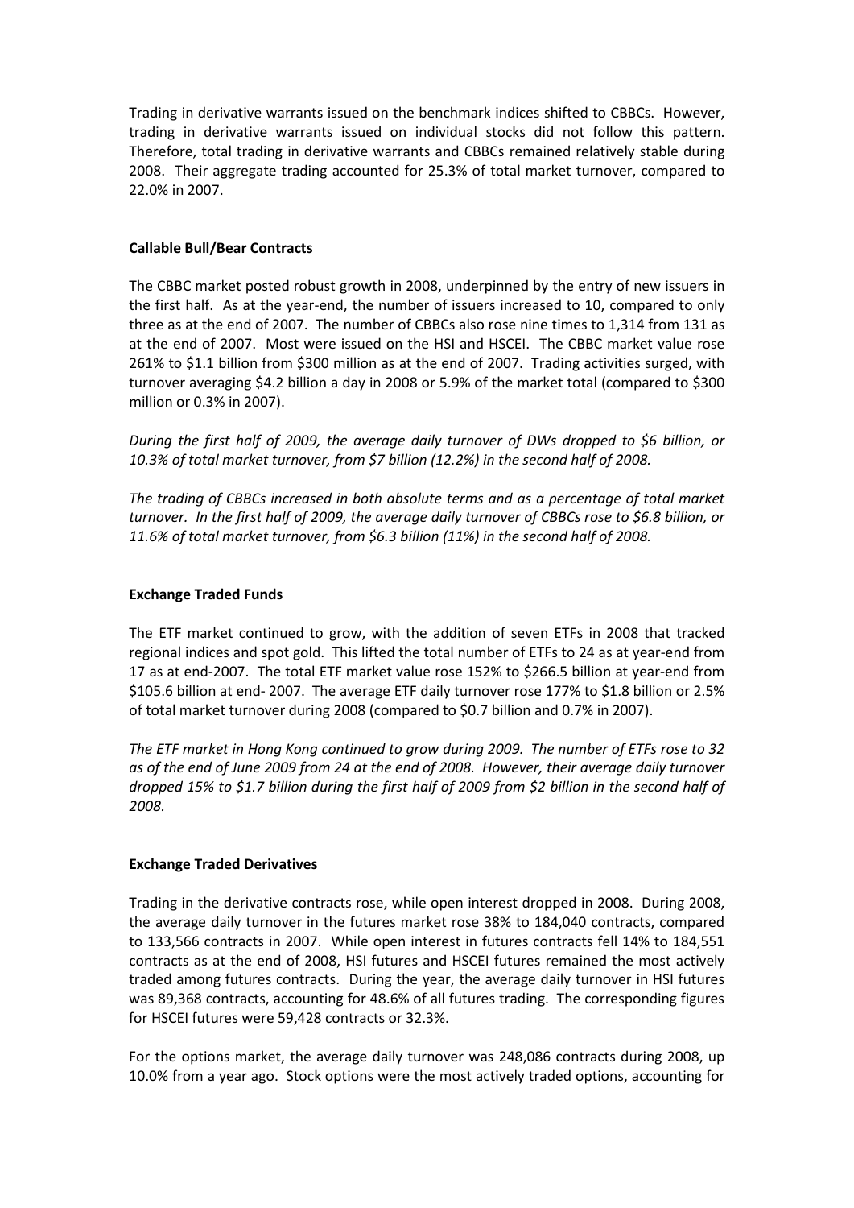Trading in derivative warrants issued on the benchmark indices shifted to CBBCs. However, trading in derivative warrants issued on individual stocks did not follow this pattern. Therefore, total trading in derivative warrants and CBBCs remained relatively stable during 2008. Their aggregate trading accounted for 25.3% of total market turnover, compared to 22.0% in 2007.

**Callable Bull/Bear Contracts**

The CBBC market posted robust growth in 2008, underpinned by the entry of new issuers in the first half. As at the year-end, the number of issuers increased to 10, compared to only three as at the end of 2007. The number of CBBCs also rose nine times to 1,314 from 131 as at the end of 2007. Most were issued on the HSI and HSCEI. The CBBC market value rose 261% to $1.1 billion from $300 million as at the end of 2007. Trading activities surged, with turnover averaging $4.2 billion a day in 2008 or 5.9% of the market total (compared to $300 million or 0.3% in 2007).

*During the first half of 2009, the average daily turnover of DWs dropped to $6 billion, or 10.3% of total market turnover, from $7 billion (12.2%) in the second half of 2008.*

*The trading of CBBCs increased in both absolute terms and as a percentage of total market turnover. In the first half of 2009, the average daily turnover of CBBCs rose to $6.8 billion, or 11.6% of total market turnover, from $6.3 billion (11%) in the second half of 2008.*

**Exchange Traded Funds**

The ETF market continued to grow, with the addition of seven ETFs in 2008 that tracked regional indices and spot gold. This lifted the total number of ETFs to 24 as at year-end from 17 as at end-2007. The total ETF market value rose 152% to $266.5 billion at year-end from $105.6 billion at end- 2007. The average ETF daily turnover rose 177% to $1.8 billion or 2.5% of total market turnover during 2008 (compared to $0.7 billion and 0.7% in 2007).

*The ETF market in Hong Kong continued to grow during 2009. The number of ETFs rose to 32 as of the end of June 2009 from 24 at the end of 2008. However, their average daily turnover dropped 15% to $1.7 billion during the first half of 2009 from $2 billion in the second half of 2008.*

**Exchange Traded Derivatives**

Trading in the derivative contracts rose, while open interest dropped in 2008. During 2008, the average daily turnover in the futures market rose 38% to 184,040 contracts, compared to 133,566 contracts in 2007. While open interest in futures contracts fell 14% to 184,551 contracts as at the end of 2008, HSI futures and HSCEI futures remained the most actively traded among futures contracts. During the year, the average daily turnover in HSI futures was 89,368 contracts, accounting for 48.6% of all futures trading. The corresponding figures for HSCEI futures were 59,428 contracts or 32.3%.

For the options market, the average daily turnover was 248,086 contracts during 2008, up 10.0% from a year ago. Stock options were the most actively traded options, accounting for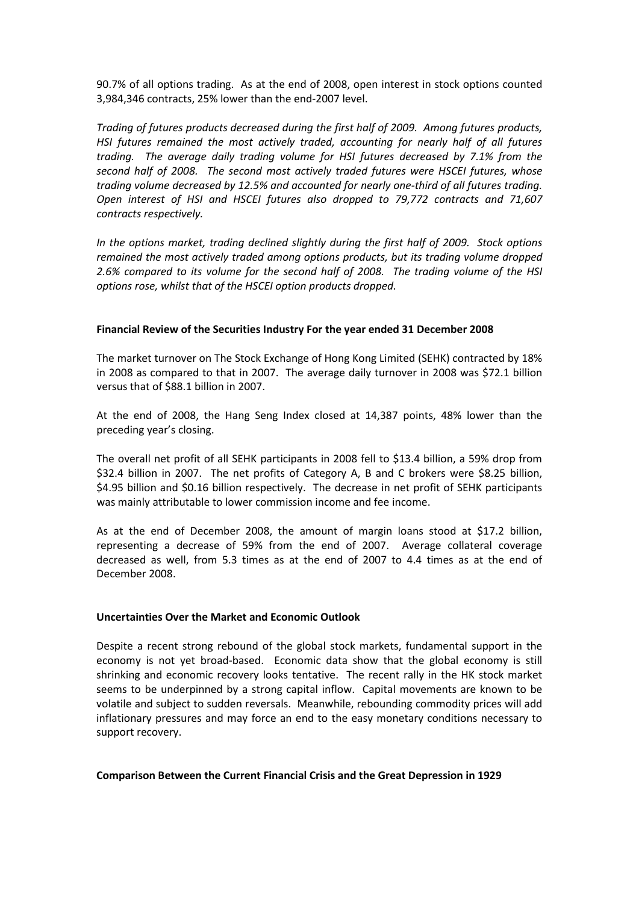90.7% of all options trading. As at the end of 2008, open interest in stock options counted 3,984,346 contracts, 25% lower than the end-2007 level.

*Trading of futures products decreased during the first half of 2009. Among futures products, HSI futures remained the most actively traded, accounting for nearly half of all futures trading. The average daily trading volume for HSI futures decreased by 7.1% from the second half of 2008. The second most actively traded futures were HSCEI futures, whose trading volume decreased by 12.5% and accounted for nearly one-third of all futures trading. Open interest of HSI and HSCEI futures also dropped to 79,772 contracts and 71,607 contracts respectively.*

*In the options market, trading declined slightly during the first half of 2009. Stock options remained the most actively traded among options products, but its trading volume dropped 2.6% compared to its volume for the second half of 2008. The trading volume of the HSI options rose, whilst that of the HSCEI option products dropped.*

**Financial Review of the Securities Industry For the year ended 31 December 2008**

The market turnover on The Stock Exchange of Hong Kong Limited (SEHK) contracted by 18% in 2008 as compared to that in 2007. The average daily turnover in 2008 was $72.1 billion versus that of $88.1 billion in 2007.

At the end of 2008, the Hang Seng Index closed at 14,387 points, 48% lower than the preceding year's closing.

The overall net profit of all SEHK participants in 2008 fell to $13.4 billion, a 59% drop from $32.4 billion in 2007. The net profits of Category A, B and C brokers were $8.25 billion, $4.95 billion and $0.16 billion respectively. The decrease in net profit of SEHK participants was mainly attributable to lower commission income and fee income.

As at the end of December 2008, the amount of margin loans stood at $17.2 billion, representing a decrease of 59% from the end of 2007. Average collateral coverage decreased as well, from 5.3 times as at the end of 2007 to 4.4 times as at the end of December 2008.

**Uncertainties Over the Market and Economic Outlook**

Despite a recent strong rebound of the global stock markets, fundamental support in the economy is not yet broad-based. Economic data show that the global economy is still shrinking and economic recovery looks tentative. The recent rally in the HK stock market seems to be underpinned by a strong capital inflow. Capital movements are known to be volatile and subject to sudden reversals. Meanwhile, rebounding commodity prices will add inflationary pressures and may force an end to the easy monetary conditions necessary to support recovery.

**Comparison Between the Current Financial Crisis and the Great Depression in 1929**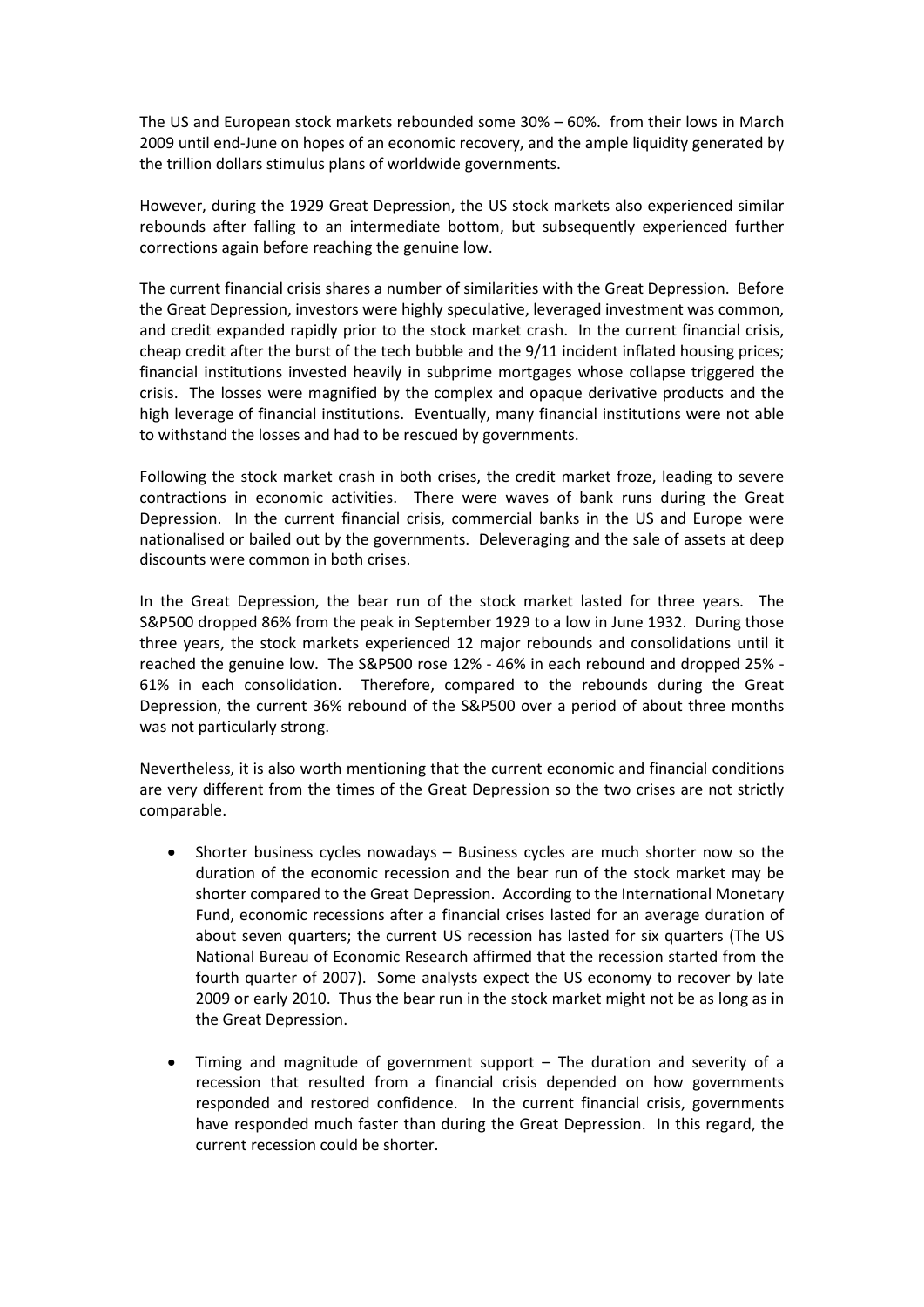The US and European stock markets rebounded some 30% – 60%. from their lows in March 2009 until end-June on hopes of an economic recovery, and the ample liquidity generated by the trillion dollars stimulus plans of worldwide governments.

However, during the 1929 Great Depression, the US stock markets also experienced similar rebounds after falling to an intermediate bottom, but subsequently experienced further corrections again before reaching the genuine low.

The current financial crisis shares a number of similarities with the Great Depression. Before the Great Depression, investors were highly speculative, leveraged investment was common, and credit expanded rapidly prior to the stock market crash. In the current financial crisis, cheap credit after the burst of the tech bubble and the 9/11 incident inflated housing prices; financial institutions invested heavily in subprime mortgages whose collapse triggered the crisis. The losses were magnified by the complex and opaque derivative products and the high leverage of financial institutions. Eventually, many financial institutions were not able to withstand the losses and had to be rescued by governments.

Following the stock market crash in both crises, the credit market froze, leading to severe contractions in economic activities. There were waves of bank runs during the Great Depression. In the current financial crisis, commercial banks in the US and Europe were nationalised or bailed out by the governments. Deleveraging and the sale of assets at deep discounts were common in both crises.

In the Great Depression, the bear run of the stock market lasted for three years. The S&P500 dropped 86% from the peak in September 1929 to a low in June 1932. During those three years, the stock markets experienced 12 major rebounds and consolidations until it reached the genuine low. The S&P500 rose 12% - 46% in each rebound and dropped 25% - 61% in each consolidation. Therefore, compared to the rebounds during the Great Depression, the current 36% rebound of the S&P500 over a period of about three months was not particularly strong.

Nevertheless, it is also worth mentioning that the current economic and financial conditions are very different from the times of the Great Depression so the two crises are not strictly comparable.

- Shorter business cycles nowadays – Business cycles are much shorter now so the duration of the economic recession and the bear run of the stock market may be shorter compared to the Great Depression. According to the International Monetary Fund, economic recessions after a financial crises lasted for an average duration of about seven quarters; the current US recession has lasted for six quarters (The US National Bureau of Economic Research affirmed that the recession started from the fourth quarter of 2007). Some analysts expect the US economy to recover by late 2009 or early 2010. Thus the bear run in the stock market might not be as long as in the Great Depression.

- Timing and magnitude of government support – The duration and severity of a recession that resulted from a financial crisis depended on how governments responded and restored confidence. In the current financial crisis, governments have responded much faster than during the Great Depression. In this regard, the current recession could be shorter.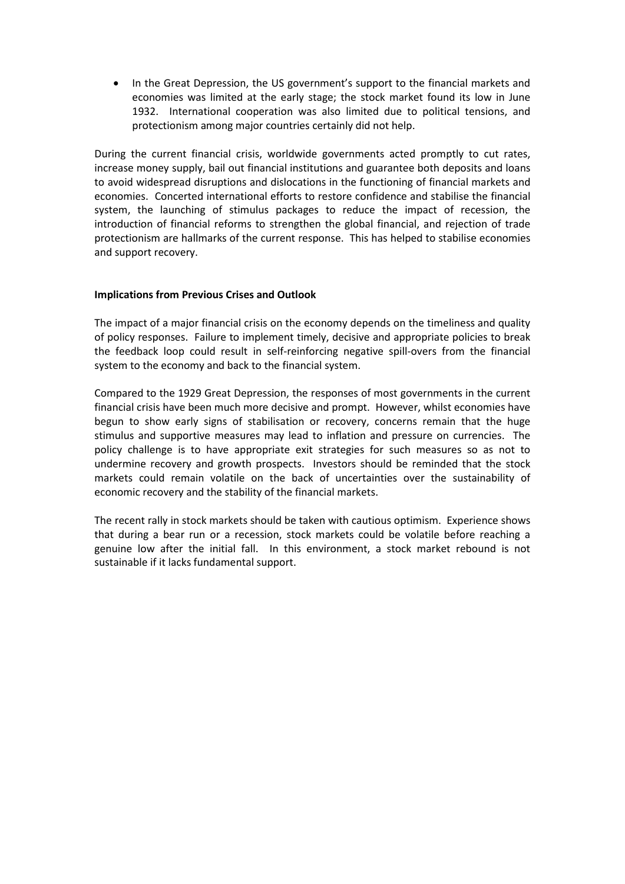- In the Great Depression, the US government's support to the financial markets and economies was limited at the early stage; the stock market found its low in June 1932. International cooperation was also limited due to political tensions, and protectionism among major countries certainly did not help.

During the current financial crisis, worldwide governments acted promptly to cut rates, increase money supply, bail out financial institutions and guarantee both deposits and loans to avoid widespread disruptions and dislocations in the functioning of financial markets and economies. Concerted international efforts to restore confidence and stabilise the financial system, the launching of stimulus packages to reduce the impact of recession, the introduction of financial reforms to strengthen the global financial, and rejection of trade protectionism are hallmarks of the current response. This has helped to stabilise economies and support recovery.

**Implications from Previous Crises and Outlook**

The impact of a major financial crisis on the economy depends on the timeliness and quality of policy responses. Failure to implement timely, decisive and appropriate policies to break the feedback loop could result in self-reinforcing negative spill-overs from the financial system to the economy and back to the financial system.

Compared to the 1929 Great Depression, the responses of most governments in the current financial crisis have been much more decisive and prompt. However, whilst economies have begun to show early signs of stabilisation or recovery, concerns remain that the huge stimulus and supportive measures may lead to inflation and pressure on currencies. The policy challenge is to have appropriate exit strategies for such measures so as not to undermine recovery and growth prospects. Investors should be reminded that the stock markets could remain volatile on the back of uncertainties over the sustainability of economic recovery and the stability of the financial markets.

The recent rally in stock markets should be taken with cautious optimism. Experience shows that during a bear run or a recession, stock markets could be volatile before reaching a genuine low after the initial fall. In this environment, a stock market rebound is not sustainable if it lacks fundamental support.